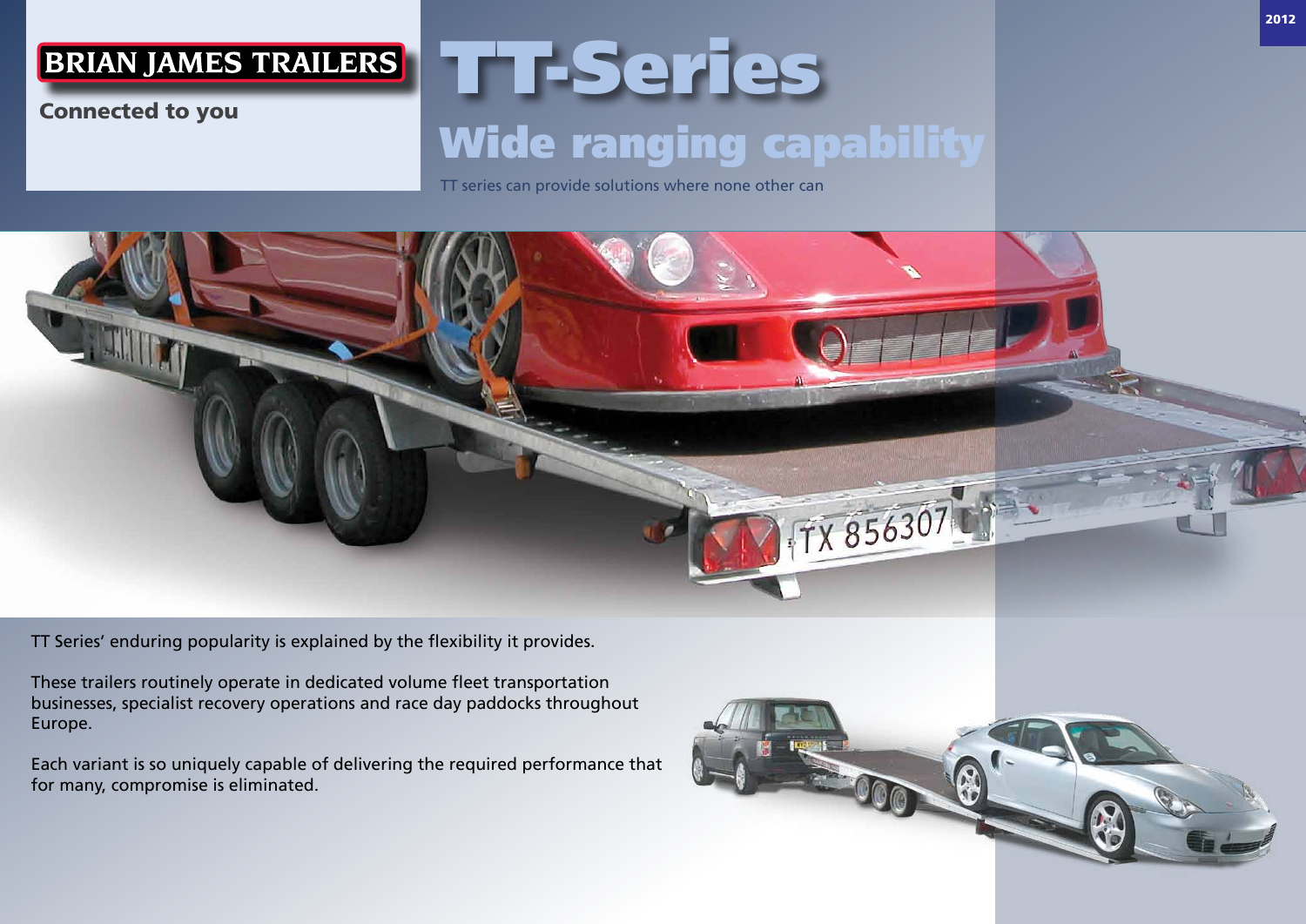BRIAN JAMES TRAILERS

Connected to you

2012

# TT-Series

## Wide ranging capability

TT series can provide solutions where none other can

TT Series' enduring popularity is explained by the flexibility it provides.

These trailers routinely operate in dedicated volume fleet transportation businesses, specialist recovery operations and race day paddocks throughout Europe.

Each variant is so uniquely capable of delivering the required performance that for many, compromise is eliminated.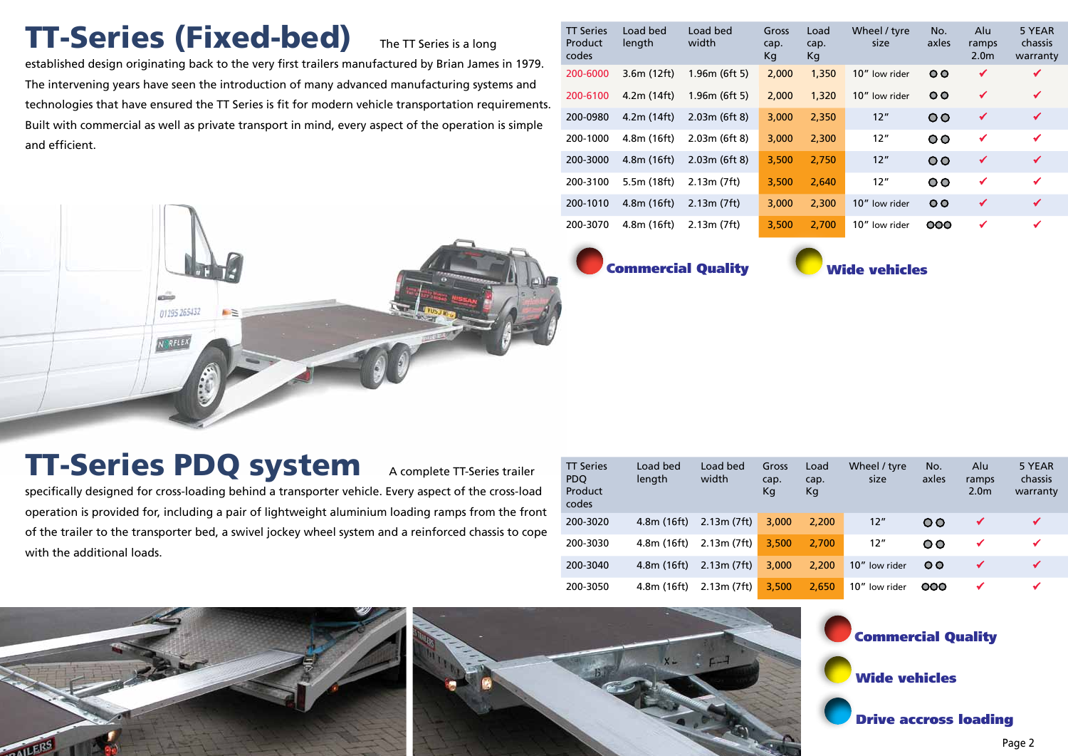# TT-Series (Fixed-bed)

The TT Series is a long established design originating back to the very first trailers manufactured by Brian James in 1979. The intervening years have seen the introduction of many advanced manufacturing systems and technologies that have ensured the TT Series is fit for modern vehicle transportation requirements. Built with commercial as well as private transport in mind, every aspect of the operation is simple and efficient.

| TT Series Product codes | Load bed length | Load bed width | Gross cap. Kg | Load cap. Kg | Wheel / tyre size | No. axles | Alu ramps 2.0m | 5 YEAR chassis warranty |
|---|---|---|---|---|---|---|---|---|
| 200-6000 | 3.6m (12ft) | 1.96m (6ft 5) | 2,000 | 1,350 | 10" low rider | OO | ✔ | ✔ |
| 200-6100 | 4.2m (14ft) | 1.96m (6ft 5) | 2,000 | 1,320 | 10" low rider | OO | ✔ | ✔ |
| 200-0980 | 4.2m (14ft) | 2.03m (6ft 8) | 3,000 | 2,350 | 12" | OO | ✔ | ✔ |
| 200-1000 | 4.8m (16ft) | 2.03m (6ft 8) | 3,000 | 2,300 | 12" | OO | ✔ | ✔ |
| 200-3000 | 4.8m (16ft) | 2.03m (6ft 8) | 3,500 | 2,750 | 12" | OO | ✔ | ✔ |
| 200-3100 | 5.5m (18ft) | 2.13m (7ft) | 3,500 | 2,640 | 12" | OO | ✔ | ✔ |
| 200-1010 | 4.8m (16ft) | 2.13m (7ft) | 3,000 | 2,300 | 10" low rider | OO | ✔ | ✔ |
| 200-3070 | 4.8m (16ft) | 2.13m (7ft) | 3,500 | 2,700 | 10" low rider | OOO | ✔ | ✔ |

**Commercial Quality** **Wide vehicles**

# TT-Series PDQ system

A complete TT-Series trailer specifically designed for cross-loading behind a transporter vehicle. Every aspect of the cross-load operation is provided for, including a pair of lightweight aluminium loading ramps from the front of the trailer to the transporter bed, a swivel jockey wheel system and a reinforced chassis to cope with the additional loads.

| TT Series PDQ Product codes | Load bed length | Load bed width | Gross cap. Kg | Load cap. Kg | Wheel / tyre size | No. axles | Alu ramps 2.0m | 5 YEAR chassis warranty |
|---|---|---|---|---|---|---|---|---|
| 200-3020 | 4.8m (16ft) | 2.13m (7ft) | 3,000 | 2,200 | 12" | OO | ✔ | ✔ |
| 200-3030 | 4.8m (16ft) | 2.13m (7ft) | 3,500 | 2,700 | 12" | OO | ✔ | ✔ |
| 200-3040 | 4.8m (16ft) | 2.13m (7ft) | 3,000 | 2,200 | 10" low rider | OO | ✔ | ✔ |
| 200-3050 | 4.8m (16ft) | 2.13m (7ft) | 3,500 | 2,650 | 10" low rider | OOO | ✔ | ✔ |

**Commercial Quality**

**Wide vehicles**

**Drive accross loading**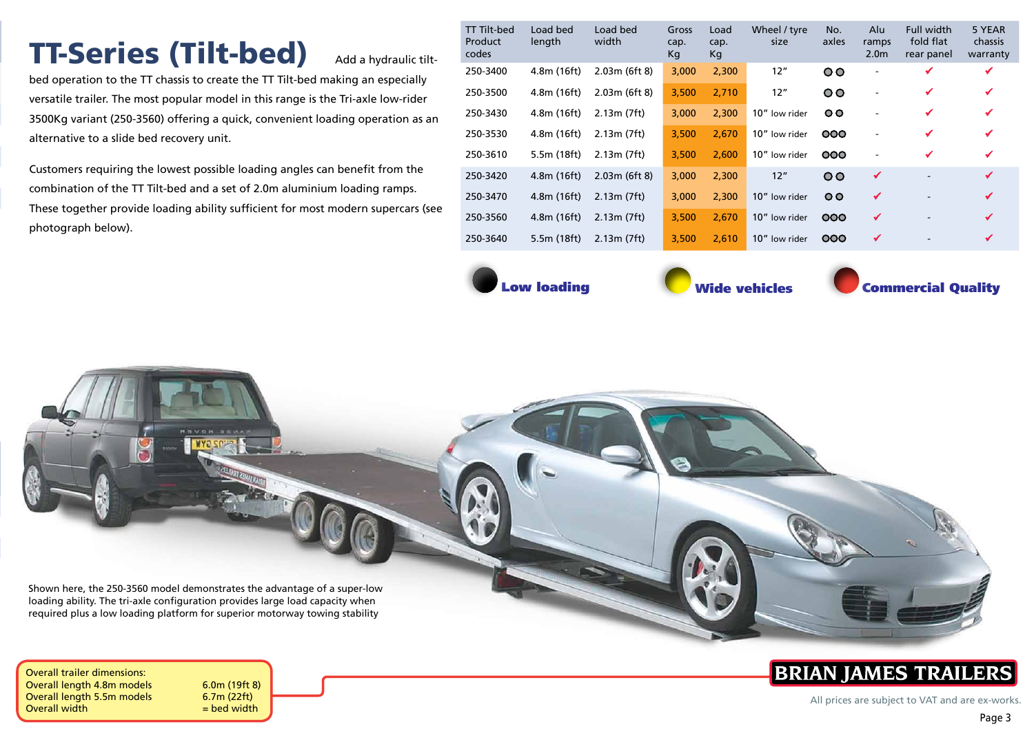# TT-Series (Tilt-bed)

Add a hydraulic tilt-bed operation to the TT chassis to create the TT Tilt-bed making an especially versatile trailer. The most popular model in this range is the Tri-axle low-rider 3500Kg variant (250-3560) offering a quick, convenient loading operation as an alternative to a slide bed recovery unit.

Customers requiring the lowest possible loading angles can benefit from the combination of the TT Tilt-bed and a set of 2.0m aluminium loading ramps. These together provide loading ability sufficient for most modern supercars (see photograph below).

| TT Tilt-bed Product codes | Load bed length | Load bed width | Gross cap. Kg | Load cap. Kg | Wheel / tyre size | No. axles | Alu ramps 2.0m | Full width fold flat rear panel | 5 YEAR chassis warranty |
|---|---|---|---|---|---|---|---|---|---|
| 250-3400 | 4.8m (16ft) | 2.03m (6ft 8) | 3,000 | 2,300 | 12" | ○○ | - | ✔ | ✔ |
| 250-3500 | 4.8m (16ft) | 2.03m (6ft 8) | 3,500 | 2,710 | 12" | ○○ | - | ✔ | ✔ |
| 250-3430 | 4.8m (16ft) | 2.13m (7ft) | 3,000 | 2,300 | 10" low rider | ○○ | - | ✔ | ✔ |
| 250-3530 | 4.8m (16ft) | 2.13m (7ft) | 3,500 | 2,670 | 10" low rider | ○○○ | - | ✔ | ✔ |
| 250-3610 | 5.5m (18ft) | 2.13m (7ft) | 3,500 | 2,600 | 10" low rider | ○○○ | - | ✔ | ✔ |
| 250-3420 | 4.8m (16ft) | 2.03m (6ft 8) | 3,000 | 2,300 | 12" | ○○ | ✔ | - | ✔ |
| 250-3470 | 4.8m (16ft) | 2.13m (7ft) | 3,000 | 2,300 | 10" low rider | ○○ | ✔ | - | ✔ |
| 250-3560 | 4.8m (16ft) | 2.13m (7ft) | 3,500 | 2,670 | 10" low rider | ○○○ | ✔ | - | ✔ |
| 250-3640 | 5.5m (18ft) | 2.13m (7ft) | 3,500 | 2,610 | 10" low rider | ○○○ | ✔ | - | ✔ |

**Low loading** **Wide vehicles** **Commercial Quality**

Shown here, the 250-3560 model demonstrates the advantage of a super-low loading ability. The tri-axle configuration provides large load capacity when required plus a low loading platform for superior motorway towing stability

| Overall trailer dimensions: | |
|---|---|
| Overall length 4.8m models | 6.0m (19ft 8) |
| Overall length 5.5m models | 6.7m (22ft) |
| Overall width | = bed width |

**BRIAN JAMES TRAILERS**

All prices are subject to VAT and are ex-works.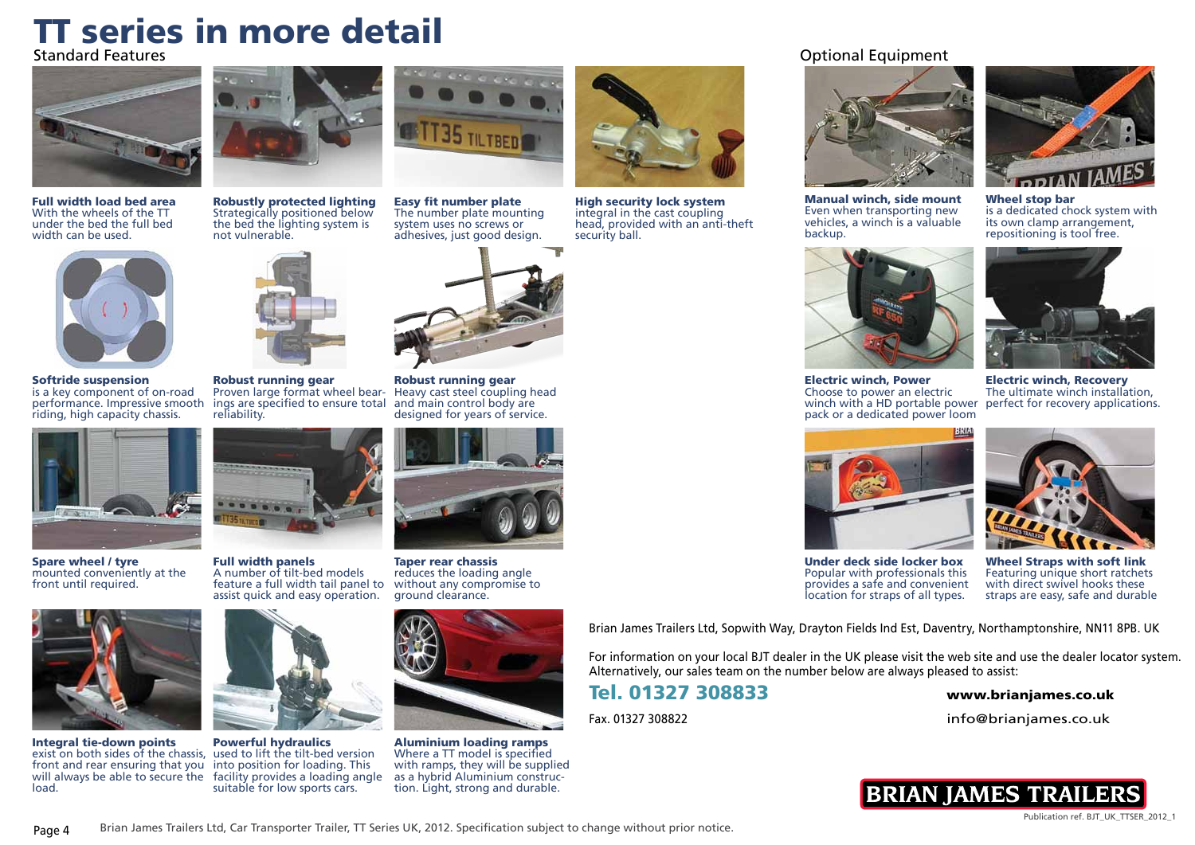# TT series in more detail

## Standard Features

**Full width load bed area**
With the wheels of the TT under the bed the full bed width can be used.

**Robustly protected lighting**
Strategically positioned below the bed the lighting system is not vulnerable.

**Easy fit number plate**
The number plate mounting system uses no screws or adhesives, just good design.

**High security lock system**
integral in the cast coupling head, provided with an anti-theft security ball.

**Softride suspension**
is a key component of on-road performance. Impressive smooth riding, high capacity chassis.

**Robust running gear**
Proven large format wheel bearings are specified to ensure total reliability.

**Robust running gear**
Heavy cast steel coupling head and main control body are designed for years of service.

**Spare wheel / tyre**
mounted conveniently at the front until required.

**Full width panels**
A number of tilt-bed models feature a full width tail panel to assist quick and easy operation.

**Taper rear chassis**
reduces the loading angle without any compromise to ground clearance.

**Integral tie-down points**
exist on both sides of the chassis, front and rear ensuring that you will always be able to secure the load.

**Powerful hydraulics**
used to lift the tilt-bed version into position for loading. This facility provides a loading angle suitable for low sports cars.

**Aluminium loading ramps**
Where a TT model is specified with ramps, they will be supplied as a hybrid Aluminium construction. Light, strong and durable.

## Optional Equipment

**Manual winch, side mount**
Even when transporting new vehicles, a winch is a valuable backup.

**Wheel stop bar**
is a dedicated chock system with its own clamp arrangement, repositioning is tool free.

**Electric winch, Power**
Choose to power an electric winch with a HD portable power pack or a dedicated power loom

**Electric winch, Recovery**
The ultimate winch installation, perfect for recovery applications.

**Under deck side locker box**
Popular with professionals this provides a safe and convenient location for straps of all types.

**Wheel Straps with soft link**
Featuring unique short ratchets with direct swivel hooks these straps are easy, safe and durable

Brian James Trailers Ltd, Sopwith Way, Drayton Fields Ind Est, Daventry, Northamptonshire, NN11 8PB. UK

For information on your local BJT dealer in the UK please visit the web site and use the dealer locator system. Alternatively, our sales team on the number below are always pleased to assist:

**Tel. 01327 308833**

Fax. 01327 308822

**www.brianjames.co.uk**

info@brianjames.co.uk

**BRIAN JAMES TRAILERS**

Publication ref. BJT_UK_TTSER_2012_1

Brian James Trailers Ltd, Car Transporter Trailer, TT Series UK, 2012. Specification subject to change without prior notice.